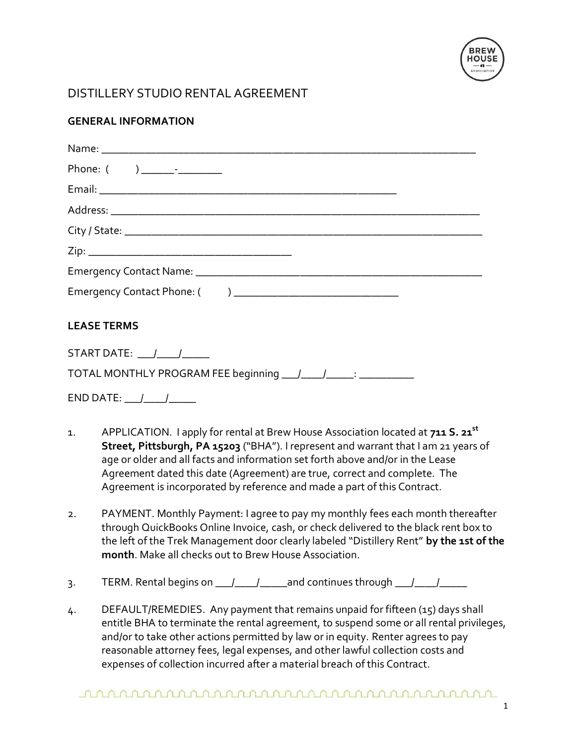# DISTILLERY STUDIO RENTAL AGREEMENT

## GENERAL INFORMATION

Name: ___________________________________________________________________

Phone: (        ) ______-________

Email: ____________________________________________________

Address: _________________________________________________________________

City / State: _______________________________________________________________

Zip: ___________________________________

Emergency Contact Name: _________________________________________________

Emergency Contact Phone: (        ) _____________________________

## LEASE TERMS

START DATE: ___/____/_____

TOTAL MONTHLY PROGRAM FEE beginning ___/____/_____: __________

END DATE: ___/____/_____

1. APPLICATION. I apply for rental at Brew House Association located at **711 S. 21st Street, Pittsburgh, PA 15203** ("BHA"). I represent and warrant that I am 21 years of age or older and all facts and information set forth above and/or in the Lease Agreement dated this date (Agreement) are true, correct and complete. The Agreement is incorporated by reference and made a part of this Contract.

2. PAYMENT. Monthly Payment: I agree to pay my monthly fees each month thereafter through QuickBooks Online Invoice, cash, or check delivered to the black rent box to the left of the Trek Management door clearly labeled "Distillery Rent" **by the 1st of the month**. Make all checks out to Brew House Association.

3. TERM. Rental begins on ___/____/_____and continues through ___/____/_____

4. DEFAULT/REMEDIES. Any payment that remains unpaid for fifteen (15) days shall entitle BHA to terminate the rental agreement, to suspend some or all rental privileges, and/or to take other actions permitted by law or in equity. Renter agrees to pay reasonable attorney fees, legal expenses, and other lawful collection costs and expenses of collection incurred after a material breach of this Contract.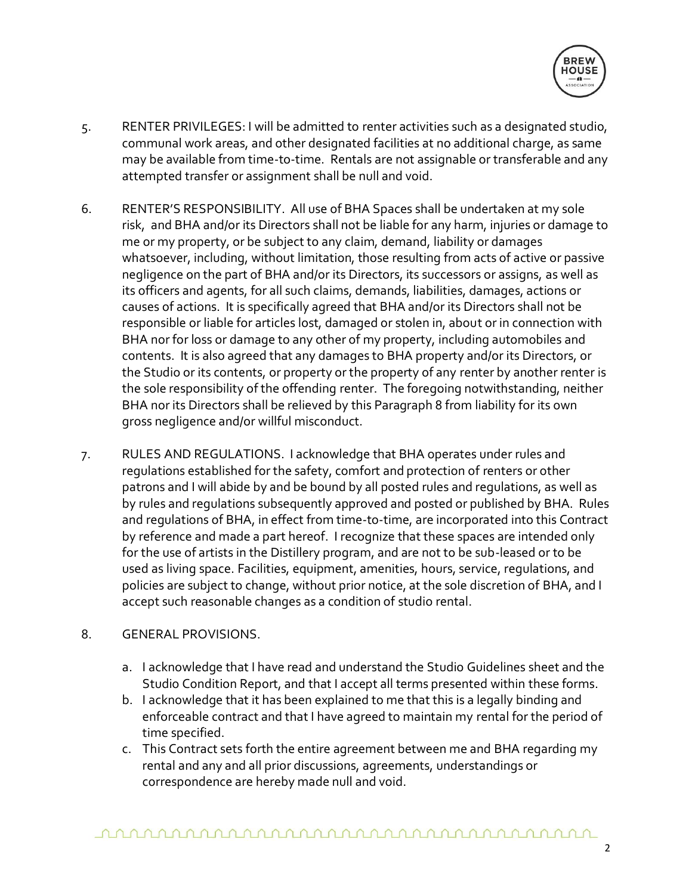5. RENTER PRIVILEGES: I will be admitted to renter activities such as a designated studio, communal work areas, and other designated facilities at no additional charge, as same may be available from time-to-time. Rentals are not assignable or transferable and any attempted transfer or assignment shall be null and void.

6. RENTER'S RESPONSIBILITY. All use of BHA Spaces shall be undertaken at my sole risk, and BHA and/or its Directors shall not be liable for any harm, injuries or damage to me or my property, or be subject to any claim, demand, liability or damages whatsoever, including, without limitation, those resulting from acts of active or passive negligence on the part of BHA and/or its Directors, its successors or assigns, as well as its officers and agents, for all such claims, demands, liabilities, damages, actions or causes of actions. It is specifically agreed that BHA and/or its Directors shall not be responsible or liable for articles lost, damaged or stolen in, about or in connection with BHA nor for loss or damage to any other of my property, including automobiles and contents. It is also agreed that any damages to BHA property and/or its Directors, or the Studio or its contents, or property or the property of any renter by another renter is the sole responsibility of the offending renter. The foregoing notwithstanding, neither BHA nor its Directors shall be relieved by this Paragraph 8 from liability for its own gross negligence and/or willful misconduct.

7. RULES AND REGULATIONS. I acknowledge that BHA operates under rules and regulations established for the safety, comfort and protection of renters or other patrons and I will abide by and be bound by all posted rules and regulations, as well as by rules and regulations subsequently approved and posted or published by BHA. Rules and regulations of BHA, in effect from time-to-time, are incorporated into this Contract by reference and made a part hereof. I recognize that these spaces are intended only for the use of artists in the Distillery program, and are not to be sub-leased or to be used as living space. Facilities, equipment, amenities, hours, service, regulations, and policies are subject to change, without prior notice, at the sole discretion of BHA, and I accept such reasonable changes as a condition of studio rental.

8. GENERAL PROVISIONS.

   a. I acknowledge that I have read and understand the Studio Guidelines sheet and the Studio Condition Report, and that I accept all terms presented within these forms.
   b. I acknowledge that it has been explained to me that this is a legally binding and enforceable contract and that I have agreed to maintain my rental for the period of time specified.
   c. This Contract sets forth the entire agreement between me and BHA regarding my rental and any and all prior discussions, agreements, understandings or correspondence are hereby made null and void.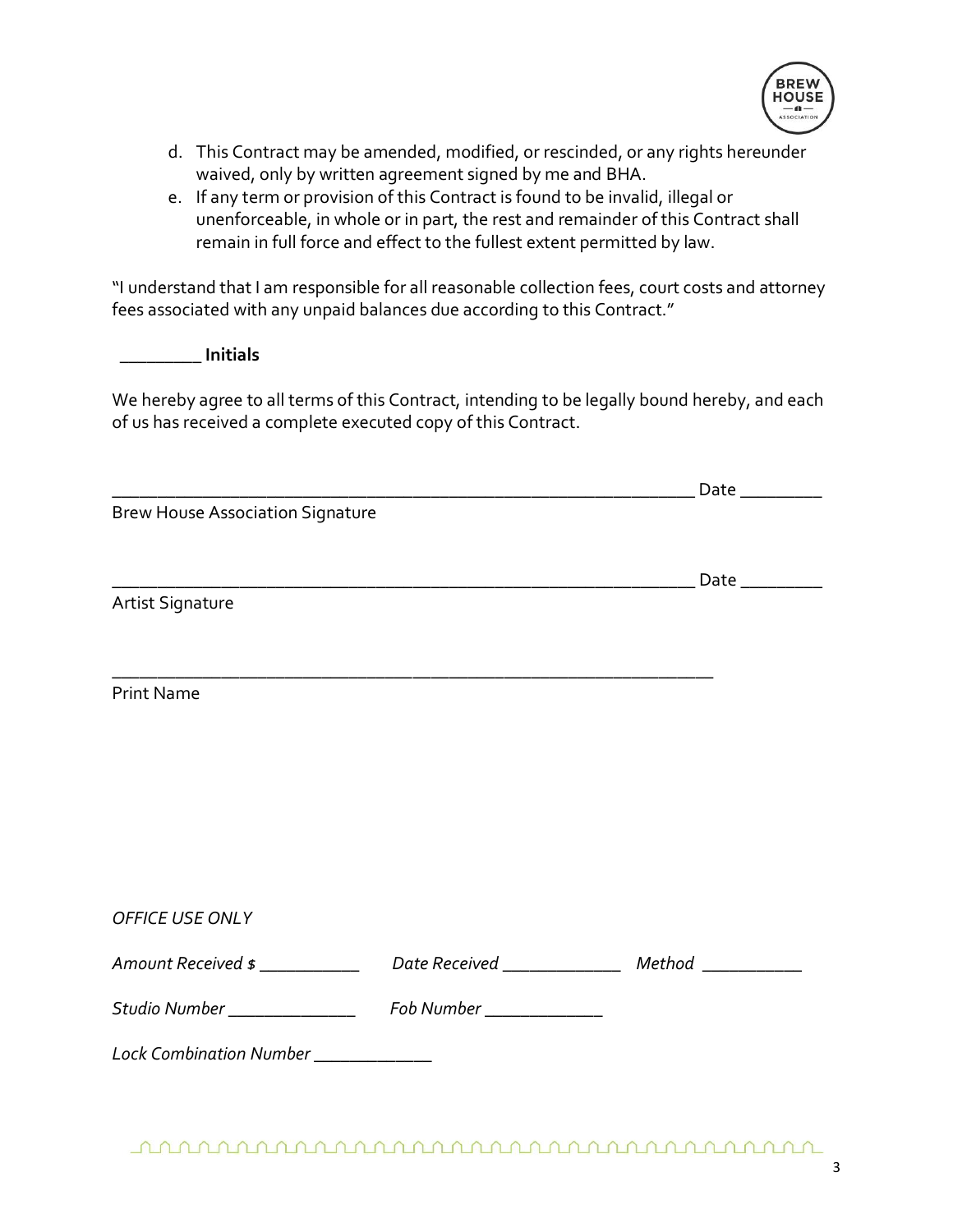d. This Contract may be amended, modified, or rescinded, or any rights hereunder waived, only by written agreement signed by me and BHA.
e. If any term or provision of this Contract is found to be invalid, illegal or unenforceable, in whole or in part, the rest and remainder of this Contract shall remain in full force and effect to the fullest extent permitted by law.

"I understand that I am responsible for all reasonable collection fees, court costs and attorney fees associated with any unpaid balances due according to this Contract."

_________ **Initials**

We hereby agree to all terms of this Contract, intending to be legally bound hereby, and each of us has received a complete executed copy of this Contract.

_________________________________________________________________ Date _________
Brew House Association Signature

_________________________________________________________________ Date _________
Artist Signature

_________________________________________________________________
Print Name

*OFFICE USE ONLY*

*Amount Received $* ___________ *Date Received* _____________ *Method* ___________

*Studio Number* ______________ *Fob Number* _____________

*Lock Combination Number* _____________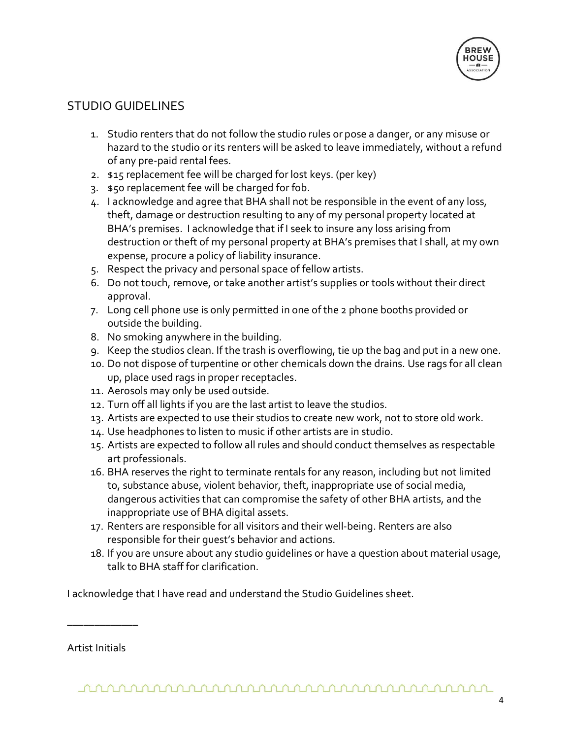## STUDIO GUIDELINES

1. Studio renters that do not follow the studio rules or pose a danger, or any misuse or hazard to the studio or its renters will be asked to leave immediately, without a refund of any pre-paid rental fees.
2. $15 replacement fee will be charged for lost keys. (per key)
3. $50 replacement fee will be charged for fob.
4. I acknowledge and agree that BHA shall not be responsible in the event of any loss, theft, damage or destruction resulting to any of my personal property located at BHA's premises. I acknowledge that if I seek to insure any loss arising from destruction or theft of my personal property at BHA's premises that I shall, at my own expense, procure a policy of liability insurance.
5. Respect the privacy and personal space of fellow artists.
6. Do not touch, remove, or take another artist's supplies or tools without their direct approval.
7. Long cell phone use is only permitted in one of the 2 phone booths provided or outside the building.
8. No smoking anywhere in the building.
9. Keep the studios clean. If the trash is overflowing, tie up the bag and put in a new one.
10. Do not dispose of turpentine or other chemicals down the drains. Use rags for all clean up, place used rags in proper receptacles.
11. Aerosols may only be used outside.
12. Turn off all lights if you are the last artist to leave the studios.
13. Artists are expected to use their studios to create new work, not to store old work.
14. Use headphones to listen to music if other artists are in studio.
15. Artists are expected to follow all rules and should conduct themselves as respectable art professionals.
16. BHA reserves the right to terminate rentals for any reason, including but not limited to, substance abuse, violent behavior, theft, inappropriate use of social media, dangerous activities that can compromise the safety of other BHA artists, and the inappropriate use of BHA digital assets.
17. Renters are responsible for all visitors and their well-being. Renters are also responsible for their guest's behavior and actions.
18. If you are unsure about any studio guidelines or have a question about material usage, talk to BHA staff for clarification.

I acknowledge that I have read and understand the Studio Guidelines sheet.

\_\_\_\_\_\_\_\_\_\_\_\_

Artist Initials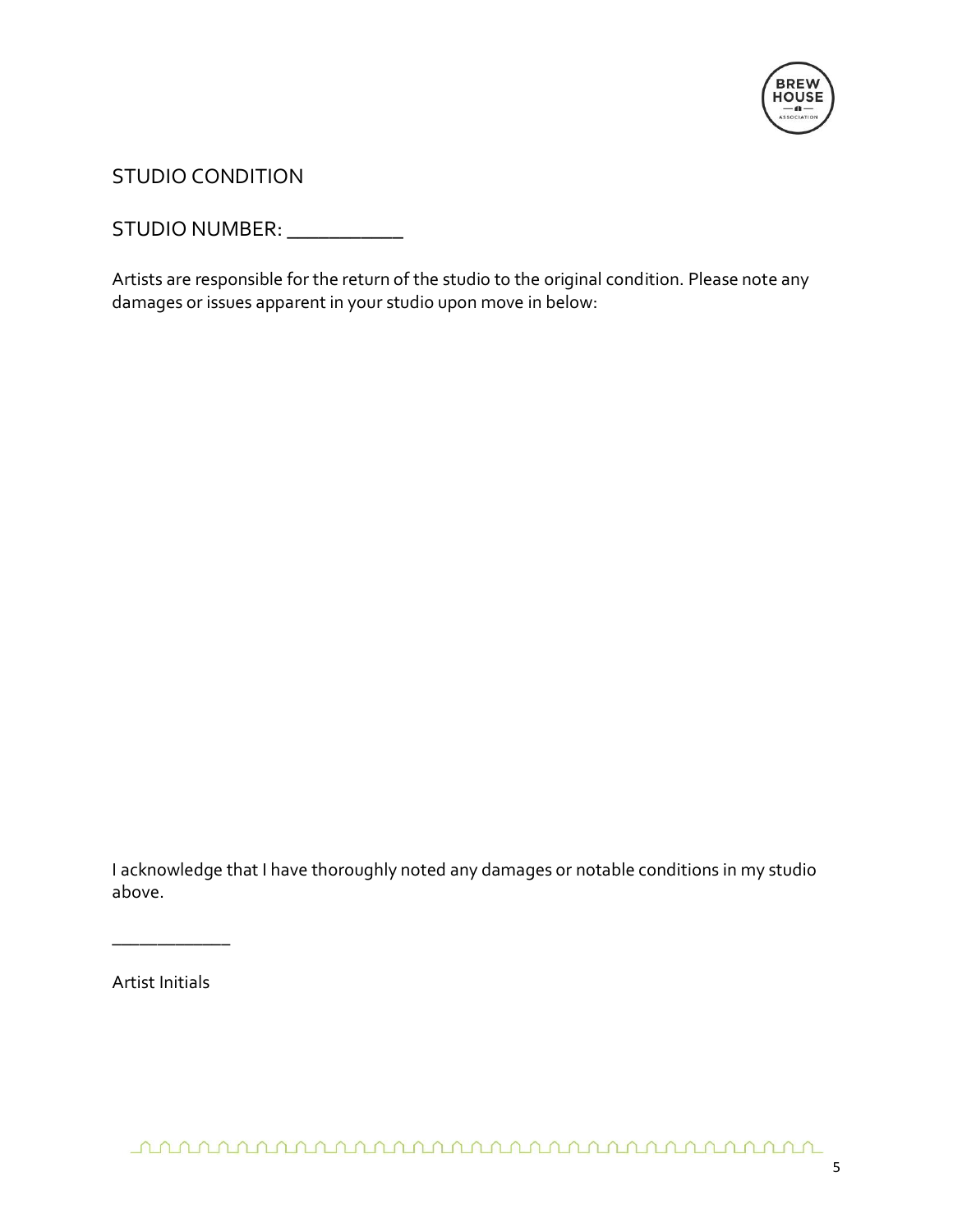## STUDIO CONDITION

STUDIO NUMBER: ___________

Artists are responsible for the return of the studio to the original condition. Please note any damages or issues apparent in your studio upon move in below:

I acknowledge that I have thoroughly noted any damages or notable conditions in my studio above.

_____________

Artist Initials